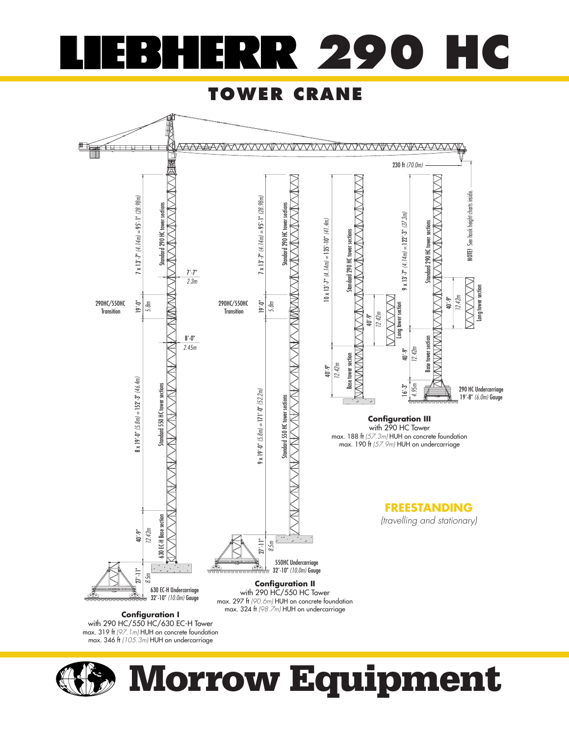# LIEBHERR 290 HC

## TOWER CRANE

230 ft *(70.0m)*

7 x 13'-7" *(4.14m)* = 95'-1" *(28.98m)* Standard 290 HC tower sections

7'-7" *2.3m*

290HC/550HC Transition 19'-0" *5.8m*

8'-0" *2.45m*

8 x 19'-0" *(5.8m)* = 152'-3" *(46.4m)* Standard 550 HC tower sections

40'-9" *12.42m* 630 EC-H Base section

27'-11" *8.5m*

630 EC-H Undercarriage 32'-10" *(10.0m)* Gauge

**Configuration I**
with 290 HC/550 HC/630 EC-H Tower
max. 319 ft *(97.1m)* HUH on concrete foundation
max. 346 ft *(105.3m)* HUH on undercarriage

7 x 13'-7" *(4.14m)* = 95'-1" *(28.98m)* Standard 290 HC tower sections

290HC/550HC Transition 19'-0" *5.8m*

9 x 19'-0" *(5.8m)* = 171'-0" *(52.2m)* Standard 550 HC tower sections

27'-11" *8.5m*

550HC Undercarriage 32'-10" *(10.0m)* Gauge

**Configuration II**
with 290 HC/550 HC Tower
max. 297 ft *(90.6m)* HUH on concrete foundation
max. 324 ft *(98.7m)* HUH on undercarriage

10 x 13'-7" *(4.14m)* = 135'-10" *(41.4m)* Standard 290 HC tower sections

40'-9" *12.42m* Long tower section

40'-9" *12.42m* Base tower section

9 x 13'-7" *(4.14m)* = 122'-3" *(37.3m)* Standard 290 HC tower sections

40'-9" *12.42m* Long tower section

40'-9" *12.42m* Base tower section

16'-3" *4.95m*

290 HC Undercarriage 19'-8" *(6.0m)* Gauge

NOTE! See hook height charts inside.

**Configuration III**
with 290 HC Tower
max. 188 ft *(57.3m)* HUH on concrete foundation
max. 190 ft *(57.9m)* HUH on undercarriage

**FREESTANDING**
*(travelling and stationary)*

# Morrow Equipment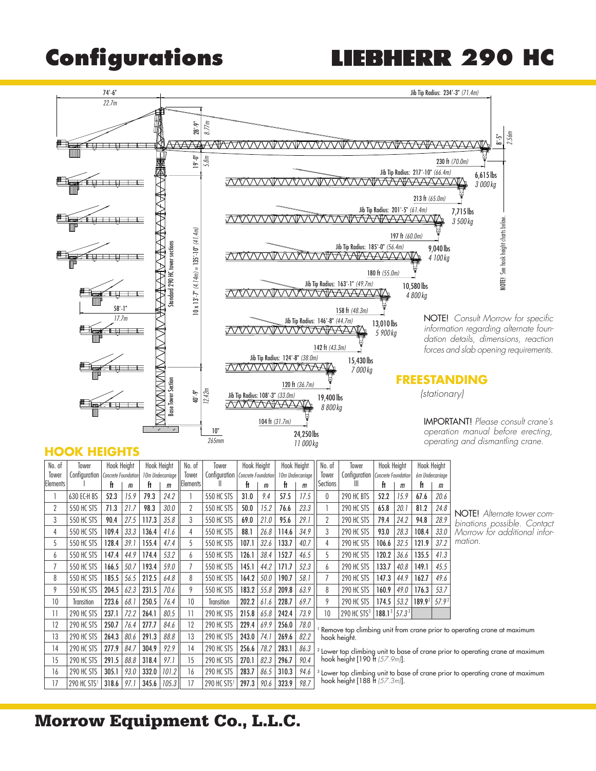# Configurations

# LIEBHERR 290 HC

74'-6" *22.7m*

Jib Tip Radius: 234'-3" *(71.4m)*

28'-9" *8.77m*

8'-5" *2.56m*

19'-0" *5.8m*

230 ft *(70.0m)* — 6,615 lbs *3 000 kg*

Jib Tip Radius: 217'-10" *(66.4m)*

213 ft *(65.0m)* — 7,715 lbs *3 500 kg*

Jib Tip Radius: 201'-5" *(61.4m)*

197 ft *(60.0m)* — 9,040 lbs *4 100 kg*

Jib Tip Radius: 185'-0" *(56.4m)*

180 ft *(55.0m)* — 10,580 lbs *4 800 kg*

Jib Tip Radius: 163'-1" *(49.7m)*

158 ft *(48.3m)* — 13,010 lbs *5 900 kg*

Jib Tip Radius: 146'-8" *(44.7m)*

142 ft *(43.3m)* — 15,430 lbs *7 000 kg*

Jib Tip Radius: 124'-8" *(38.0m)*

120 ft *(36.7m)* — 19,400 lbs *8 800 kg*

Jib Tip Radius: 108'-3" *(33.0m)*

104 ft *(31.7m)* — 24,250 lbs *11 000 kg*

58'-1" *17.7m*

10 x 13'-7" *(4.14m)* = 135'-10" *(41.4m)* Standard 290 HC tower sections

40'-9" *12.42m* Base Tower Section

10" *265mm*

NOTE! See hook height charts below.

NOTE! *Consult Morrow for specific information regarding alternate foundation details, dimensions, reaction forces and slab opening requirements.*

## FREESTANDING

*(stationary)*

IMPORTANT! *Please consult crane's operation manual before erecting, operating and dismantling crane.*

## HOOK HEIGHTS

| No. of Tower Elements | Tower Configuration I | Hook Height Concrete Foundation ft | m | Hook Height 10m Undercarriage ft | m |
|---|---|---|---|---|---|
| 1 | 630 EC-H BS | 52.3 | 15.9 | 79.3 | 24.2 |
| 2 | 550 HC STS | 71.3 | 21.7 | 98.3 | 30.0 |
| 3 | 550 HC STS | 90.4 | 27.5 | 117.3 | 35.8 |
| 4 | 550 HC STS | 109.4 | 33.3 | 136.4 | 41.6 |
| 5 | 550 HC STS | 128.4 | 39.1 | 155.4 | 47.4 |
| 6 | 550 HC STS | 147.4 | 44.9 | 174.4 | 53.2 |
| 7 | 550 HC STS | 166.5 | 50.7 | 193.4 | 59.0 |
| 8 | 550 HC STS | 185.5 | 56.5 | 212.5 | 64.8 |
| 9 | 550 HC STS | 204.5 | 62.3 | 231.5 | 70.6 |
| 10 | Transition | 223.6 | 68.1 | 250.5 | 76.4 |
| 11 | 290 HC STS | 237.1 | 72.2 | 264.1 | 80.5 |
| 12 | 290 HC STS | 250.7 | 76.4 | 277.7 | 84.6 |
| 13 | 290 HC STS | 264.3 | 80.6 | 291.3 | 88.8 |
| 14 | 290 HC STS | 277.9 | 84.7 | 304.9 | 92.9 |
| 15 | 290 HC STS | 291.5 | 88.8 | 318.4 | 97.1 |
| 16 | 290 HC STS | 305.1 | 93.0 | 332.0 | 101.2 |
| 17 | 290 HC STS[1] | 318.6 | 97.1 | 345.6 | 105.3 |

| No. of Tower Elements | Tower Configuration II | Hook Height Concrete Foundation ft | m | Hook Height 10m Undercarriage ft | m |
|---|---|---|---|---|---|
| 1 | 550 HC STS | 31.0 | 9.4 | 57.5 | 17.5 |
| 2 | 550 HC STS | 50.0 | 15.2 | 76.6 | 23.3 |
| 3 | 550 HC STS | 69.0 | 21.0 | 95.6 | 29.1 |
| 4 | 550 HC STS | 88.1 | 26.8 | 114.6 | 34.9 |
| 5 | 550 HC STS | 107.1 | 32.6 | 133.7 | 40.7 |
| 6 | 550 HC STS | 126.1 | 38.4 | 152.7 | 46.5 |
| 7 | 550 HC STS | 145.1 | 44.2 | 171.7 | 52.3 |
| 8 | 550 HC STS | 164.2 | 50.0 | 190.7 | 58.1 |
| 9 | 550 HC STS | 183.2 | 55.8 | 209.8 | 63.9 |
| 10 | Transition | 202.2 | 61.6 | 228.7 | 69.7 |
| 11 | 290 HC STS | 215.8 | 65.8 | 242.4 | 73.9 |
| 12 | 290 HC STS | 229.4 | 69.9 | 256.0 | 78.0 |
| 13 | 290 HC STS | 243.0 | 74.1 | 269.6 | 82.2 |
| 14 | 290 HC STS | 256.6 | 78.2 | 283.1 | 86.3 |
| 15 | 290 HC STS | 270.1 | 82.3 | 296.7 | 90.4 |
| 16 | 290 HC STS | 283.7 | 86.5 | 310.3 | 94.6 |
| 17 | 290 HC STS[1] | 297.3 | 90.6 | 323.9 | 98.7 |

| No. of Tower Sections | Tower Configuration III | Hook Height Concrete Foundation ft | m | Hook Height 6m Undercarriage ft | m |
|---|---|---|---|---|---|
| 0 | 290 HC BTS | 52.2 | 15.9 | 67.6 | 20.6 |
| 1 | 290 HC STS | 65.8 | 20.1 | 81.2 | 24.8 |
| 2 | 290 HC STS | 79.4 | 24.2 | 94.8 | 28.9 |
| 3 | 290 HC STS | 93.0 | 28.3 | 108.4 | 33.0 |
| 4 | 290 HC STS | 106.6 | 32.5 | 121.9 | 37.2 |
| 5 | 290 HC STS | 120.2 | 36.6 | 135.5 | 41.3 |
| 6 | 290 HC STS | 133.7 | 40.8 | 149.1 | 45.5 |
| 7 | 290 HC STS | 147.3 | 44.9 | 162.7 | 49.6 |
| 8 | 290 HC STS | 160.9 | 49.0 | 176.3 | 53.7 |
| 9 | 290 HC STS | 174.5 | 53.2 | 189.9[2] | 57.9[2] |
| 10 | 290 HC STS[3] | 188.1[3] | 57.3[3] | | |

NOTE! *Alternate tower combinations possible. Contact Morrow for additional information.*

[1] Remove top climbing unit from crane prior to operating crane at maximum hook height.

[2] Lower top climbing unit to base of crane prior to operating crane at maximum hook height [190 ft *(57.9m)*].

[3] Lower top climbing unit to base of crane prior to operating crane at maximum hook height [188 ft *(57.3m)*].

**Morrow Equipment Co., L.L.C.**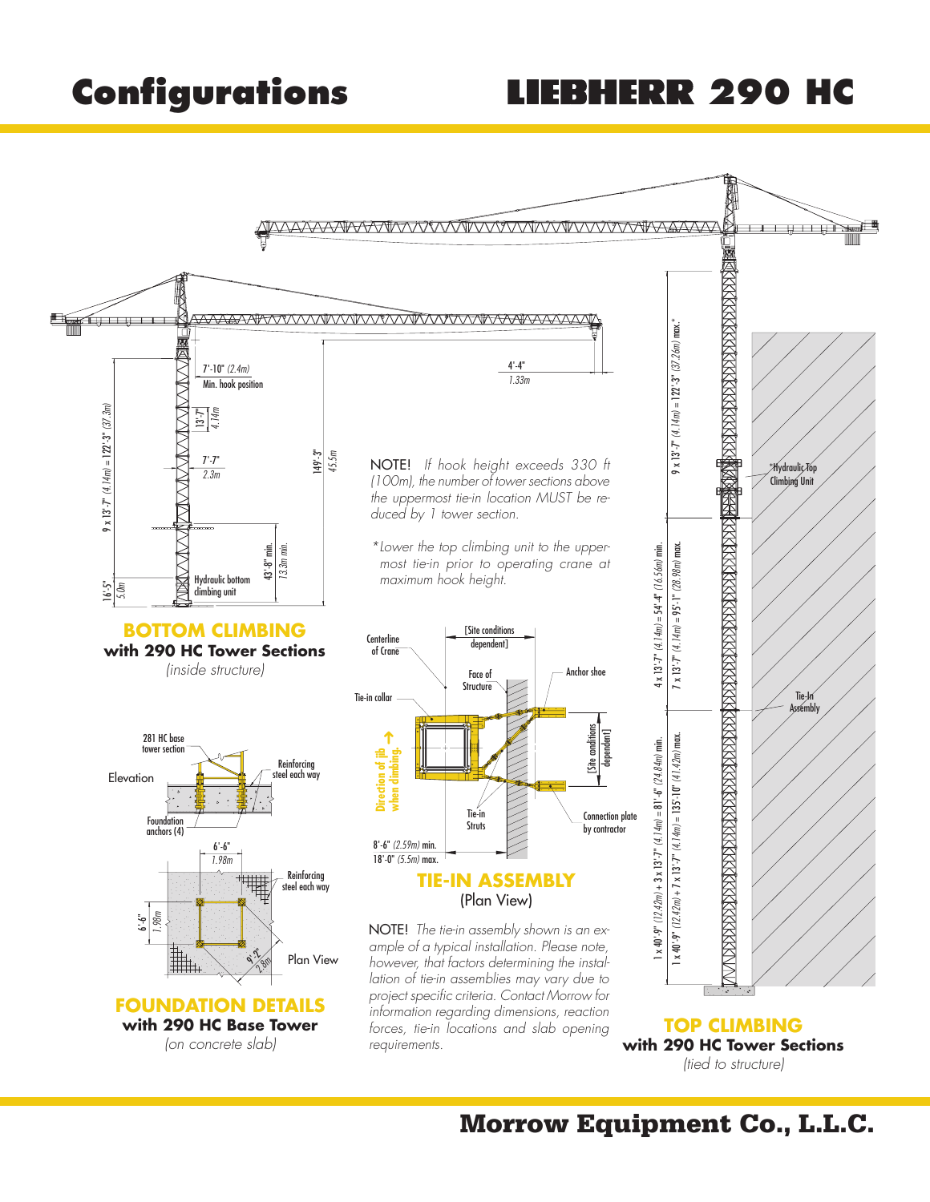# Configurations

# LIEBHERR 290 HC

7'-10" *(2.4m)*
Min. hook position

13'-7" *4.14m*

7'-7" *2.3m*

9 x 13'-7" *(4.14m)* = 122'-3" *(37.3m)*

149'-3" *45.5m*

43'-8" min. *13.3m min.*

16'-5" *5.0m*

Hydraulic bottom climbing unit

4'-4" *1.33m*

NOTE! *If hook height exceeds 330 ft (100m), the number of tower sections above the uppermost tie-in location MUST be reduced by 1 tower section.*

*\*Lower the top climbing unit to the uppermost tie-in prior to operating crane at maximum hook height.*

## BOTTOM CLIMBING

**with 290 HC Tower Sections**

*(inside structure)*

281 HC base tower section

Elevation

Reinforcing steel each way

Foundation anchors (4)

6'-6" *1.98m*

6'-6" *1.98m*

Reinforcing steel each way

9'-2" *2.8m*

Plan View

## FOUNDATION DETAILS

**with 290 HC Base Tower**

*(on concrete slab)*

Centerline of Crane

[Site conditions dependent]

Face of Structure

Anchor shoe

Tie-in collar

Direction of jib when climbing.

[Site conditions dependent]

Tie-in Struts

Connection plate by contractor

8'-6" *(2.59m)* min.
18'-0" *(5.5m)* max.

## TIE-IN ASSEMBLY

(Plan View)

NOTE! *The tie-in assembly shown is an example of a typical installation. Please note, however, that factors determining the installation of tie-in assemblies may vary due to project specific criteria. Contact Morrow for information regarding dimensions, reaction forces, tie-in locations and slab opening requirements.*

9 x 13'-7" *(4.14m)* = 122'-3" *(37.26m)* max.\*

\*Hydraulic Top Climbing Unit

4 x 13'-7" *(4.14m)* = 54'-4" *(16.56m)* min.

7 x 13'-7" *(4.14m)* = 95'-1" *(28.98m)* max.

Tie-In Assembly

1 x 40'-9" *(12.42m)* + 3 x 13'-7" *(4.14m)* = 81'-6" *(24.84m)* min.

1 x 40'-9" *(12.42m)* + 7 x 13'-7" *(4.14m)* = 135'-10" *(41.42m)* max.

## TOP CLIMBING

**with 290 HC Tower Sections**

*(tied to structure)*

**Morrow Equipment Co., L.L.C.**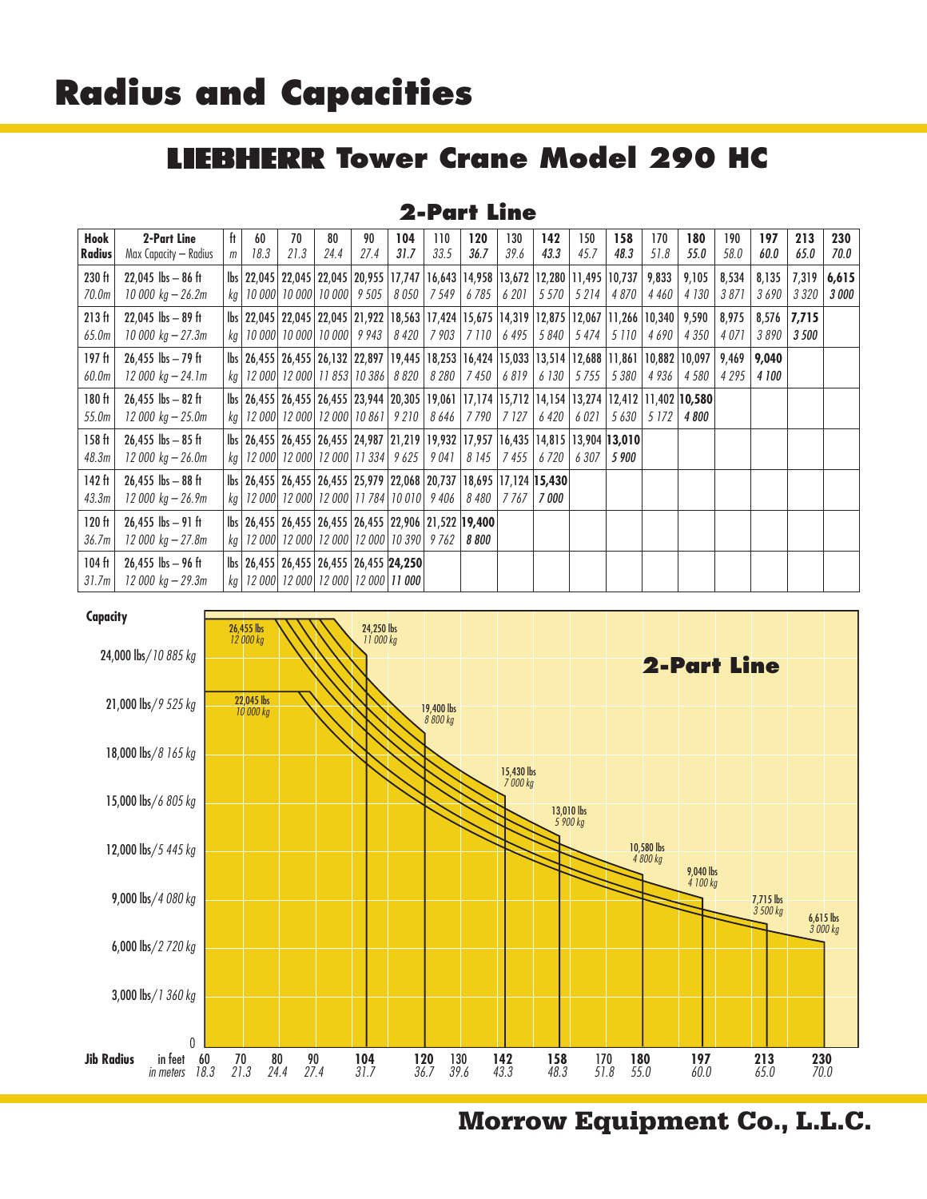# Radius and Capacities

## LIEBHERR Tower Crane Model 290 HC

### 2-Part Line

| Hook Radius | 2-Part Line Max Capacity – Radius | ft / m | 60 / 18.3 | 70 / 21.3 | 80 / 24.4 | 90 / 27.4 | 104 / 31.7 | 110 / 33.5 | 120 / 36.7 | 130 / 39.6 | 142 / 43.3 | 150 / 45.7 | 158 / 48.3 | 170 / 51.8 | 180 / 55.0 | 190 / 58.0 | 197 / 60.0 | 213 / 65.0 | 230 / 70.0 |
|---|---|---|---|---|---|---|---|---|---|---|---|---|---|---|---|---|---|---|---|
| 230 ft | 22,045 lbs – 86 ft | lbs | 22,045 | 22,045 | 22,045 | 20,955 | 17,747 | 16,643 | 14,958 | 13,672 | 12,280 | 11,495 | 10,737 | 9,833 | 9,105 | 8,534 | 8,135 | 7,319 | **6,615** |
| 70.0m | 10 000 kg – 26.2m | kg | 10 000 | 10 000 | 10 000 | 9 505 | 8 050 | 7 549 | 6 785 | 6 201 | 5 570 | 5 214 | 4 870 | 4 460 | 4 130 | 3 871 | 3 690 | 3 320 | **3 000** |
| 213 ft | 22,045 lbs – 89 ft | lbs | 22,045 | 22,045 | 22,045 | 21,922 | 18,563 | 17,424 | 15,675 | 14,319 | 12,875 | 12,067 | 11,266 | 10,340 | 9,590 | 8,975 | 8,576 | **7,715** | |
| 65.0m | 10 000 kg – 27.3m | kg | 10 000 | 10 000 | 10 000 | 9 943 | 8 420 | 7 903 | 7 110 | 6 495 | 5 840 | 5 474 | 5 110 | 4 690 | 4 350 | 4 071 | 3 890 | **3 500** | |
| 197 ft | 26,455 lbs – 79 ft | lbs | 26,455 | 26,455 | 26,132 | 22,897 | 19,445 | 18,253 | 16,424 | 15,033 | 13,514 | 12,688 | 11,861 | 10,882 | 10,097 | 9,469 | **9,040** | | |
| 60.0m | 12 000 kg – 24.1m | kg | 12 000 | 12 000 | 11 853 | 10 386 | 8 820 | 8 280 | 7 450 | 6 819 | 6 130 | 5 755 | 5 380 | 4 936 | 4 580 | 4 295 | **4 100** | | |
| 180 ft | 26,455 lbs – 82 ft | lbs | 26,455 | 26,455 | 26,455 | 23,944 | 20,305 | 19,061 | 17,174 | 15,712 | 14,154 | 13,274 | 12,412 | 11,402 | **10,580** | | | | |
| 55.0m | 12 000 kg – 25.0m | kg | 12 000 | 12 000 | 12 000 | 10 861 | 9 210 | 8 646 | 7 790 | 7 127 | 6 420 | 6 021 | 5 630 | 5 172 | **4 800** | | | | |
| 158 ft | 26,455 lbs – 85 ft | lbs | 26,455 | 26,455 | 26,455 | 24,987 | 21,219 | 19,932 | 17,957 | 16,435 | 14,815 | 13,904 | **13,010** | | | | | | |
| 48.3m | 12 000 kg – 26.0m | kg | 12 000 | 12 000 | 12 000 | 11 334 | 9 625 | 9 041 | 8 145 | 7 455 | 6 720 | 6 307 | **5 900** | | | | | | |
| 142 ft | 26,455 lbs – 88 ft | lbs | 26,455 | 26,455 | 26,455 | 25,979 | 22,068 | 20,737 | 18,695 | 17,124 | **15,430** | | | | | | | | |
| 43.3m | 12 000 kg – 26.9m | kg | 12 000 | 12 000 | 12 000 | 11 784 | 10 010 | 9 406 | 8 480 | 7 767 | **7 000** | | | | | | | | |
| 120 ft | 26,455 lbs – 91 ft | lbs | 26,455 | 26,455 | 26,455 | 26,455 | 22,906 | 21,522 | **19,400** | | | | | | | | | | |
| 36.7m | 12 000 kg – 27.8m | kg | 12 000 | 12 000 | 12 000 | 12 000 | 10 390 | 9 762 | **8 800** | | | | | | | | | | |
| 104 ft | 26,455 lbs – 96 ft | lbs | 26,455 | 26,455 | 26,455 | 26,455 | **24,250** | | | | | | | | | | | | |
| 31.7m | 12 000 kg – 29.3m | kg | 12 000 | 12 000 | 12 000 | 12 000 | **11 000** | | | | | | | | | | | | |

**Morrow Equipment Co., L.L.C.**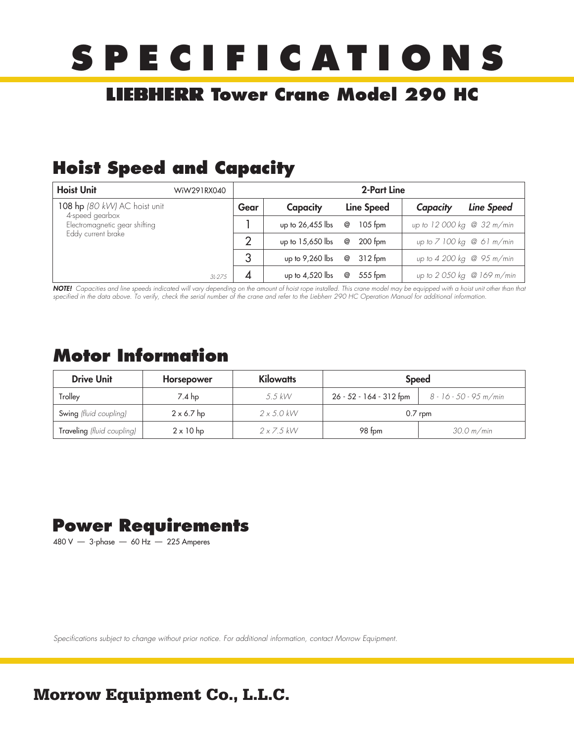# SPECIFICATIONS

## LIEBHERR Tower Crane Model 290 HC

### Hoist Speed and Capacity

| Hoist Unit WiW291RX040 | 2-Part Line | | | | |
|---|---|---|---|---|---|
| | Gear | Capacity | Line Speed | *Capacity* | *Line Speed* |
| 108 hp *(80 kW)* AC hoist unit<br>4-speed gearbox<br>Electromagnetic gear shifting<br>Eddy current brake | 1 | up to 26,455 lbs | @ 105 fpm | *up to 12 000 kg* | *@ 32 m/min* |
| | 2 | up to 15,650 lbs | @ 200 fpm | *up to 7 100 kg* | *@ 61 m/min* |
| | 3 | up to 9,260 lbs | @ 312 fpm | *up to 4 200 kg* | *@ 95 m/min* |
| 3L-275 | 4 | up to 4,520 lbs | @ 555 fpm | *up to 2 050 kg* | *@ 169 m/min* |

***NOTE!*** *Capacities and line speeds indicated will vary depending on the amount of hoist rope installed. This crane model may be equipped with a hoist unit other than that specified in the data above. To verify, check the serial number of the crane and refer to the Liebherr 290 HC Operation Manual for additional information.*

### Motor Information

| Drive Unit | Horsepower | Kilowatts | Speed | |
|---|---|---|---|---|
| Trolley | 7.4 hp | *5.5 kW* | 26 - 52 - 164 - 312 fpm | *8 - 16 - 50 - 95 m/min* |
| Swing *(fluid coupling)* | 2 x 6.7 hp | *2 x 5.0 kW* | 0.7 rpm | |
| Traveling *(fluid coupling)* | 2 x 10 hp | *2 x 7.5 kW* | 98 fpm | *30.0 m/min* |

### Power Requirements

480 V — 3-phase — 60 Hz — 225 Amperes

*Specifications subject to change without prior notice. For additional information, contact Morrow Equipment.*

**Morrow Equipment Co., L.L.C.**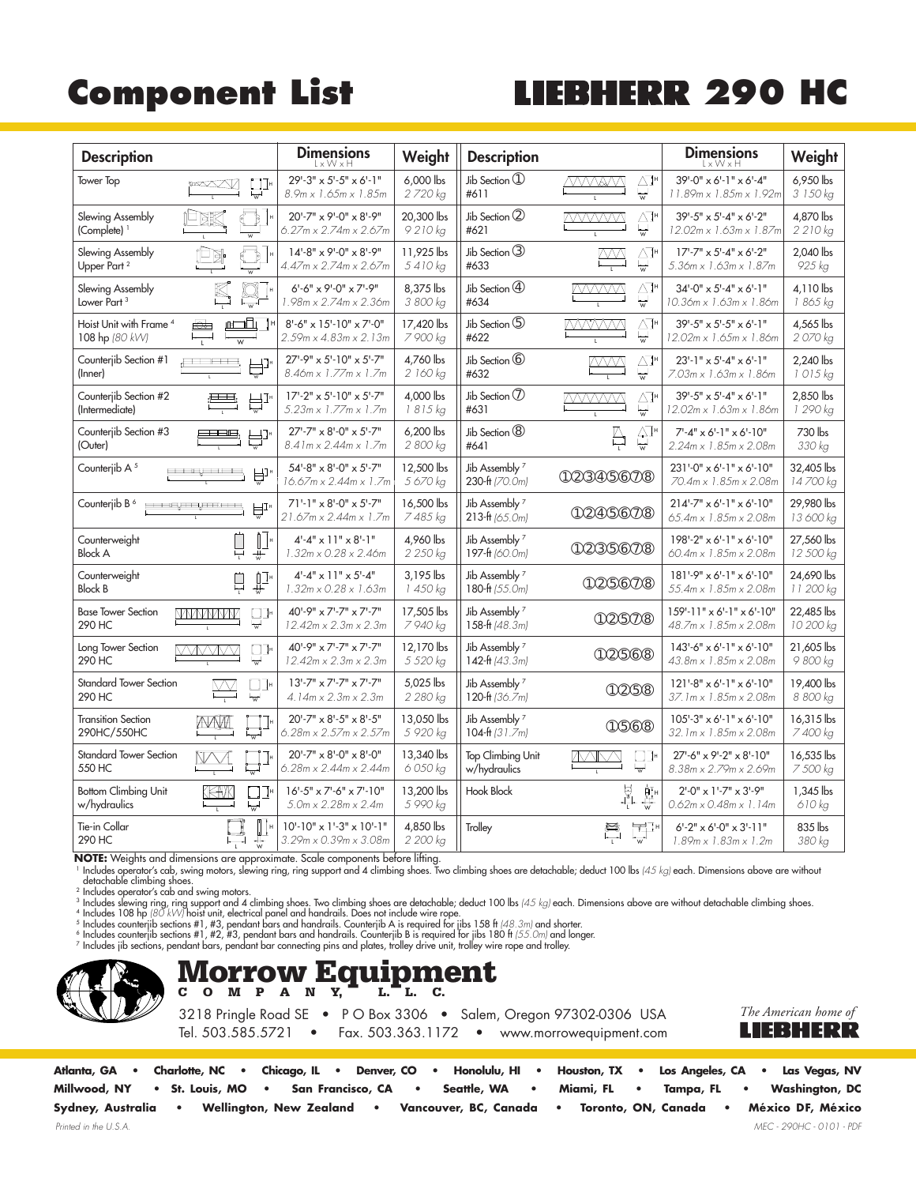# Component List

# LIEBHERR 290 HC

| Description | Dimensions L x W x H | Weight | Description | Dimensions L x W x H | Weight |
|---|---|---|---|---|---|
| Tower Top | 29'-3" x 5'-5" x 6'-1" *8.9m x 1.65m x 1.85m* | 6,000 lbs *2 720 kg* | Jib Section ① #611 | 39'-0" x 6'-1" x 6'-4" *11.89m x 1.85m x 1.92m* | 6,950 lbs *3 150 kg* |
| Slewing Assembly (Complete) [1] | 20'-7" x 9'-0" x 8'-9" *6.27m x 2.74m x 2.67m* | 20,300 lbs *9 210 kg* | Jib Section ② #621 | 39'-5" x 5'-4" x 6'-2" *12.02m x 1.63m x 1.87m* | 4,870 lbs *2 210 kg* |
| Slewing Assembly Upper Part [2] | 14'-8" x 9'-0" x 8'-9" *4.47m x 2.74m x 2.67m* | 11,925 lbs *5 410 kg* | Jib Section ③ #633 | 17'-7" x 5'-4" x 6'-2" *5.36m x 1.63m x 1.87m* | 2,040 lbs *925 kg* |
| Slewing Assembly Lower Part [3] | 6'-6" x 9'-0" x 7'-9" *1.98m x 2.74m x 2.36m* | 8,375 lbs *3 800 kg* | Jib Section ④ #634 | 34'-0" x 5'-4" x 6'-1" *10.36m x 1.63m x 1.86m* | 4,110 lbs *1 865 kg* |
| Hoist Unit with Frame [4] 108 hp *(80 kW)* | 8'-6" x 15'-10" x 7'-0" *2.59m x 4.83m x 2.13m* | 17,420 lbs *7 900 kg* | Jib Section ⑤ #622 | 39'-5" x 5'-5" x 6'-1" *12.02m x 1.65m x 1.86m* | 4,565 lbs *2 070 kg* |
| Counterjib Section #1 (Inner) | 27'-9" x 5'-10" x 5'-7" *8.46m x 1.77m x 1.7m* | 4,760 lbs *2 160 kg* | Jib Section ⑥ #632 | 23'-1" x 5'-4" x 6'-1" *7.03m x 1.63m x 1.86m* | 2,240 lbs *1 015 kg* |
| Counterjib Section #2 (Intermediate) | 17'-2" x 5'-10" x 5'-7" *5.23m x 1.77m x 1.7m* | 4,000 lbs *1 815 kg* | Jib Section ⑦ #631 | 39'-5" x 5'-4" x 6'-1" *12.02m x 1.63m x 1.86m* | 2,850 lbs *1 290 kg* |
| Counterjib Section #3 (Outer) | 27'-7" x 8'-0" x 5'-7" *8.41m x 2.44m x 1.7m* | 6,200 lbs *2 800 kg* | Jib Section ⑧ #641 | 7'-4" x 6'-1" x 6'-10" *2.24m x 1.85m x 2.08m* | 730 lbs *330 kg* |
| Counterjib A [5] | 54'-8" x 8'-0" x 5'-7" *16.67m x 2.44m x 1.7m* | 12,500 lbs *5 670 kg* | Jib Assembly [7] 230-ft *(70.0m)* ①②③④⑤⑥⑦⑧ | 231'-0" x 6'-1" x 6'-10" *70.4m x 1.85m x 2.08m* | 32,405 lbs *14 700 kg* |
| Counterjib B [6] | 71'-1" x 8'-0" x 5'-7" *21.67m x 2.44m x 1.7m* | 16,500 lbs *7 485 kg* | Jib Assembly [7] 213-ft *(65.0m)* ①②④⑤⑥⑦⑧ | 214'-7" x 6'-1" x 6'-10" *65.4m x 1.85m x 2.08m* | 29,980 lbs *13 600 kg* |
| Counterweight Block A | 4'-4" x 11" x 8'-1" *1.32m x 0.28 x 2.46m* | 4,960 lbs *2 250 kg* | Jib Assembly [7] 197-ft *(60.0m)* ①②③⑤⑥⑦⑧ | 198'-2" x 6'-1" x 6'-10" *60.4m x 1.85m x 2.08m* | 27,560 lbs *12 500 kg* |
| Counterweight Block B | 4'-4" x 11" x 5'-4" *1.32m x 0.28 x 1.63m* | 3,195 lbs *1 450 kg* | Jib Assembly [7] 180-ft *(55.0m)* ①②⑤⑥⑦⑧ | 181'-9" x 6'-1" x 6'-10" *55.4m x 1.85m x 2.08m* | 24,690 lbs *11 200 kg* |
| Base Tower Section 290 HC | 40'-9" x 7'-7" x 7'-7" *12.42m x 2.3m x 2.3m* | 17,505 lbs *7 940 kg* | Jib Assembly [7] 158-ft *(48.3m)* ①②⑤⑦⑧ | 159'-11" x 6'-1" x 6'-10" *48.7m x 1.85m x 2.08m* | 22,485 lbs *10 200 kg* |
| Long Tower Section 290 HC | 40'-9" x 7'-7" x 7'-7" *12.42m x 2.3m x 2.3m* | 12,170 lbs *5 520 kg* | Jib Assembly [7] 142-ft *(43.3m)* ①②⑤⑥⑧ | 143'-6" x 6'-1" x 6'-10" *43.8m x 1.85m x 2.08m* | 21,605 lbs *9 800 kg* |
| Standard Tower Section 290 HC | 13'-7" x 7'-7" x 7'-7" *4.14m x 2.3m x 2.3m* | 5,025 lbs *2 280 kg* | Jib Assembly [7] 120-ft *(36.7m)* ①②⑤⑧ | 121'-8" x 6'-1" x 6'-10" *37.1m x 1.85m x 2.08m* | 19,400 lbs *8 800 kg* |
| Transition Section 290HC/550HC | 20'-7" x 8'-5" x 8'-5" *6.28m x 2.57m x 2.57m* | 13,050 lbs *5 920 kg* | Jib Assembly [7] 104-ft *(31.7m)* ①⑤⑥⑧ | 105'-3" x 6'-1" x 6'-10" *32.1m x 1.85m x 2.08m* | 16,315 lbs *7 400 kg* |
| Standard Tower Section 550 HC | 20'-7" x 8'-0" x 8'-0" *6.28m x 2.44m x 2.44m* | 13,340 lbs *6 050 kg* | Top Climbing Unit w/hydraulics | 27'-6" x 9'-2" x 8'-10" *8.38m x 2.79m x 2.69m* | 16,535 lbs *7 500 kg* |
| Bottom Climbing Unit w/hydraulics | 16'-5" x 7'-6" x 7'-10" *5.0m x 2.28m x 2.4m* | 13,200 lbs *5 990 kg* | Hook Block | 2'-0" x 1'-7" x 3'-9" *0.62m x 0.48m x 1.14m* | 1,345 lbs *610 kg* |
| Tie-in Collar 290 HC | 10'-10" x 1'-3" x 10'-1" *3.29m x 0.39m x 3.08m* | 4,850 lbs *2 200 kg* | Trolley | 6'-2" x 6'-0" x 3'-11" *1.89m x 1.83m x 1.2m* | 835 lbs *380 kg* |

**NOTE:** Weights and dimensions are approximate. Scale components before lifting.

[1] Includes operator's cab, swing motors, slewing ring, ring support and 4 climbing shoes. Two climbing shoes are detachable; deduct 100 lbs *(45 kg)* each. Dimensions above are without detachable climbing shoes.

[2] Includes operator's cab and swing motors.

[3] Includes slewing ring, ring support and 4 climbing shoes. Two climbing shoes are detachable; deduct 100 lbs *(45 kg)* each. Dimensions above are without detachable climbing shoes.

[4] Includes 108 hp *(80 kW)* hoist unit, electrical panel and handrails. Does not include wire rope.

[5] Includes counterjib sections #1, #3, pendant bars and handrails. Counterjib A is required for jibs 158 ft *(48.3m)* and shorter.

[6] Includes counterjib sections #1, #2, #3, pendant bars and handrails. Counterjib B is required for jibs 180 ft *(55.0m)* and longer.

[7] Includes jib sections, pendant bars, pendant bar connecting pins and plates, trolley drive unit, trolley wire rope and trolley.

**Morrow Equipment COMPANY, L.L.C.**

3218 Pringle Road SE • P O Box 3306 • Salem, Oregon 97302-0306 USA
Tel. 503.585.5721 • Fax. 503.363.1172 • www.morrowequipment.com

*The American home of* **LIEBHERR**

**Atlanta, GA • Charlotte, NC • Chicago, IL • Denver, CO • Honolulu, HI • Houston, TX • Los Angeles, CA • Las Vegas, NV**
**Millwood, NY • St. Louis, MO • San Francisco, CA • Seattle, WA • Miami, FL • Tampa, FL • Washington, DC**
**Sydney, Australia • Wellington, New Zealand • Vancouver, BC, Canada • Toronto, ON, Canada • México DF, México**

*Printed in the U.S.A.* *MEC - 290HC - 0101 - PDF*